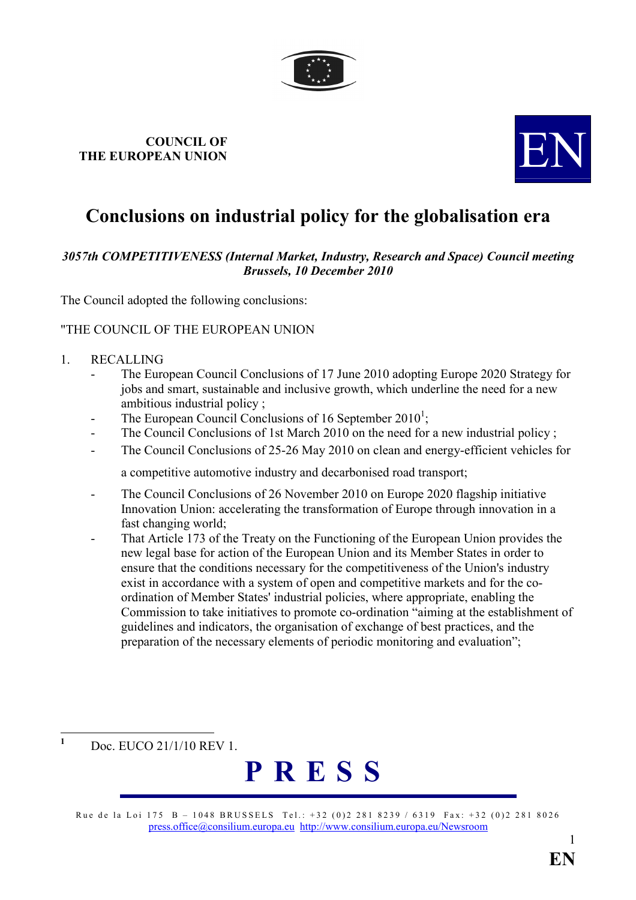**COUNCIL OF THE EUROPEAN UNION**

EN

# Conclusions on industrial policy for the globalisation era

***3057th COMPETITIVENESS (Internal Market, Industry, Research and Space) Council meeting Brussels, 10 December 2010***

The Council adopted the following conclusions:

"THE COUNCIL OF THE EUROPEAN UNION

1. RECALLING
   - The European Council Conclusions of 17 June 2010 adopting Europe 2020 Strategy for jobs and smart, sustainable and inclusive growth, which underline the need for a new ambitious industrial policy ;
   - The European Council Conclusions of 16 September 2010[1];
   - The Council Conclusions of 1st March 2010 on the need for a new industrial policy ;
   - The Council Conclusions of 25-26 May 2010 on clean and energy-efficient vehicles for a competitive automotive industry and decarbonised road transport;
   - The Council Conclusions of 26 November 2010 on Europe 2020 flagship initiative Innovation Union: accelerating the transformation of Europe through innovation in a fast changing world;
   - That Article 173 of the Treaty on the Functioning of the European Union provides the new legal base for action of the European Union and its Member States in order to ensure that the conditions necessary for the competitiveness of the Union's industry exist in accordance with a system of open and competitive markets and for the co-ordination of Member States' industrial policies, where appropriate, enabling the Commission to take initiatives to promote co-ordination "aiming at the establishment of guidelines and indicators, the organisation of exchange of best practices, and the preparation of the necessary elements of periodic monitoring and evaluation";

[1] Doc. EUCO 21/1/10 REV 1.

**PRESS**

Rue de la Loi 175 B – 1048 BRUSSELS Tel.: +32 (0)2 281 8239 / 6319 Fax: +32 (0)2 281 8026
press.office@consilium.europa.eu http://www.consilium.europa.eu/Newsroom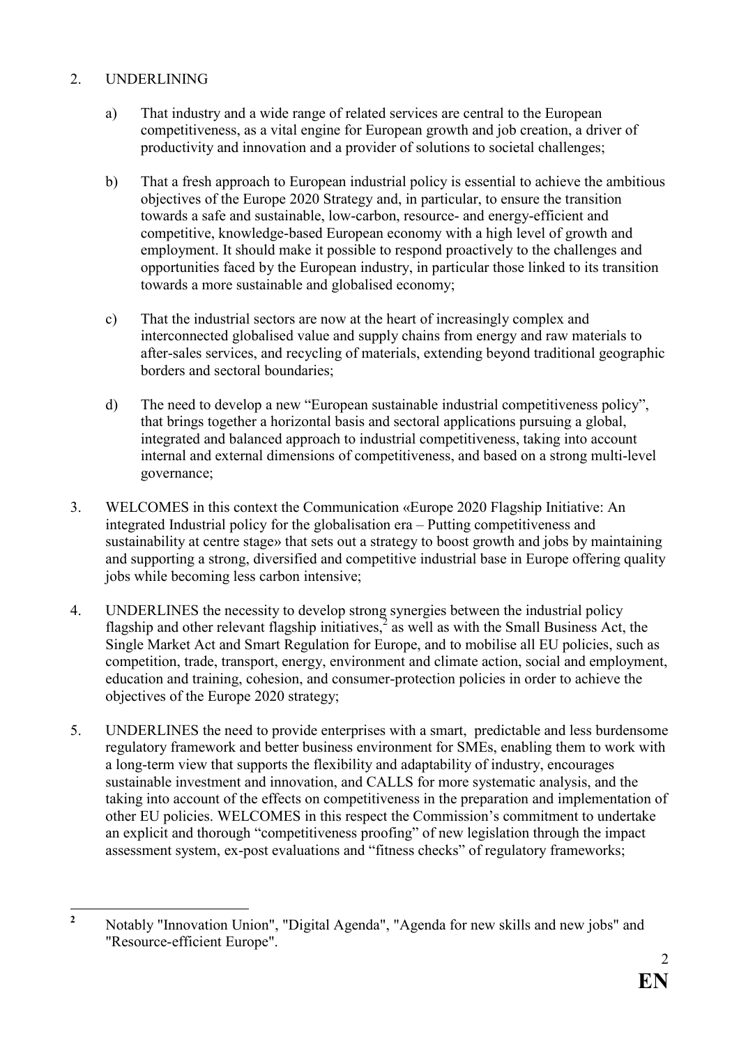2. UNDERLINING

   a) That industry and a wide range of related services are central to the European competitiveness, as a vital engine for European growth and job creation, a driver of productivity and innovation and a provider of solutions to societal challenges;

   b) That a fresh approach to European industrial policy is essential to achieve the ambitious objectives of the Europe 2020 Strategy and, in particular, to ensure the transition towards a safe and sustainable, low-carbon, resource- and energy-efficient and competitive, knowledge-based European economy with a high level of growth and employment. It should make it possible to respond proactively to the challenges and opportunities faced by the European industry, in particular those linked to its transition towards a more sustainable and globalised economy;

   c) That the industrial sectors are now at the heart of increasingly complex and interconnected globalised value and supply chains from energy and raw materials to after-sales services, and recycling of materials, extending beyond traditional geographic borders and sectoral boundaries;

   d) The need to develop a new "European sustainable industrial competitiveness policy", that brings together a horizontal basis and sectoral applications pursuing a global, integrated and balanced approach to industrial competitiveness, taking into account internal and external dimensions of competitiveness, and based on a strong multi-level governance;

3. WELCOMES in this context the Communication «Europe 2020 Flagship Initiative: An integrated Industrial policy for the globalisation era – Putting competitiveness and sustainability at centre stage» that sets out a strategy to boost growth and jobs by maintaining and supporting a strong, diversified and competitive industrial base in Europe offering quality jobs while becoming less carbon intensive;

4. UNDERLINES the necessity to develop strong synergies between the industrial policy flagship and other relevant flagship initiatives,[2] as well as with the Small Business Act, the Single Market Act and Smart Regulation for Europe, and to mobilise all EU policies, such as competition, trade, transport, energy, environment and climate action, social and employment, education and training, cohesion, and consumer-protection policies in order to achieve the objectives of the Europe 2020 strategy;

5. UNDERLINES the need to provide enterprises with a smart, predictable and less burdensome regulatory framework and better business environment for SMEs, enabling them to work with a long-term view that supports the flexibility and adaptability of industry, encourages sustainable investment and innovation, and CALLS for more systematic analysis, and the taking into account of the effects on competitiveness in the preparation and implementation of other EU policies. WELCOMES in this respect the Commission's commitment to undertake an explicit and thorough "competitiveness proofing" of new legislation through the impact assessment system, ex-post evaluations and "fitness checks" of regulatory frameworks;

---

[2] Notably "Innovation Union", "Digital Agenda", "Agenda for new skills and new jobs" and "Resource-efficient Europe".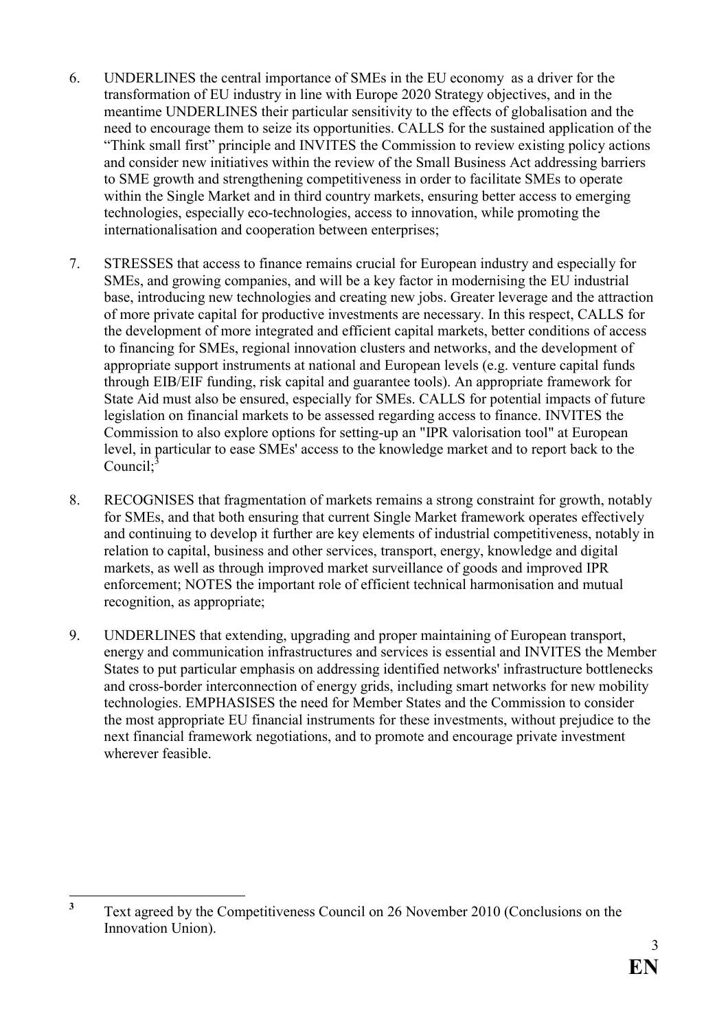6. UNDERLINES the central importance of SMEs in the EU economy as a driver for the transformation of EU industry in line with Europe 2020 Strategy objectives, and in the meantime UNDERLINES their particular sensitivity to the effects of globalisation and the need to encourage them to seize its opportunities. CALLS for the sustained application of the "Think small first" principle and INVITES the Commission to review existing policy actions and consider new initiatives within the review of the Small Business Act addressing barriers to SME growth and strengthening competitiveness in order to facilitate SMEs to operate within the Single Market and in third country markets, ensuring better access to emerging technologies, especially eco-technologies, access to innovation, while promoting the internationalisation and cooperation between enterprises;

7. STRESSES that access to finance remains crucial for European industry and especially for SMEs, and growing companies, and will be a key factor in modernising the EU industrial base, introducing new technologies and creating new jobs. Greater leverage and the attraction of more private capital for productive investments are necessary. In this respect, CALLS for the development of more integrated and efficient capital markets, better conditions of access to financing for SMEs, regional innovation clusters and networks, and the development of appropriate support instruments at national and European levels (e.g. venture capital funds through EIB/EIF funding, risk capital and guarantee tools). An appropriate framework for State Aid must also be ensured, especially for SMEs. CALLS for potential impacts of future legislation on financial markets to be assessed regarding access to finance. INVITES the Commission to also explore options for setting-up an "IPR valorisation tool" at European level, in particular to ease SMEs' access to the knowledge market and to report back to the Council;[3]

8. RECOGNISES that fragmentation of markets remains a strong constraint for growth, notably for SMEs, and that both ensuring that current Single Market framework operates effectively and continuing to develop it further are key elements of industrial competitiveness, notably in relation to capital, business and other services, transport, energy, knowledge and digital markets, as well as through improved market surveillance of goods and improved IPR enforcement; NOTES the important role of efficient technical harmonisation and mutual recognition, as appropriate;

9. UNDERLINES that extending, upgrading and proper maintaining of European transport, energy and communication infrastructures and services is essential and INVITES the Member States to put particular emphasis on addressing identified networks' infrastructure bottlenecks and cross-border interconnection of energy grids, including smart networks for new mobility technologies. EMPHASISES the need for Member States and the Commission to consider the most appropriate EU financial instruments for these investments, without prejudice to the next financial framework negotiations, and to promote and encourage private investment wherever feasible.

---

[3] Text agreed by the Competitiveness Council on 26 November 2010 (Conclusions on the Innovation Union).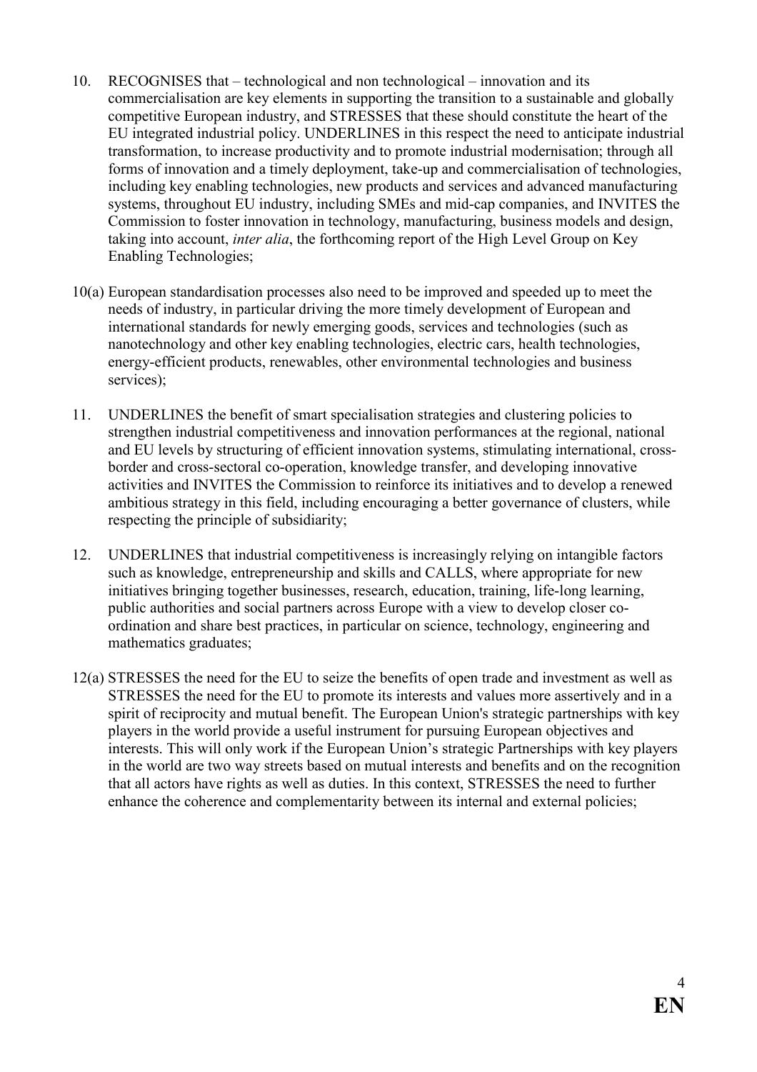10. RECOGNISES that – technological and non technological – innovation and its commercialisation are key elements in supporting the transition to a sustainable and globally competitive European industry, and STRESSES that these should constitute the heart of the EU integrated industrial policy. UNDERLINES in this respect the need to anticipate industrial transformation, to increase productivity and to promote industrial modernisation; through all forms of innovation and a timely deployment, take-up and commercialisation of technologies, including key enabling technologies, new products and services and advanced manufacturing systems, throughout EU industry, including SMEs and mid-cap companies, and INVITES the Commission to foster innovation in technology, manufacturing, business models and design, taking into account, *inter alia*, the forthcoming report of the High Level Group on Key Enabling Technologies;

10(a) European standardisation processes also need to be improved and speeded up to meet the needs of industry, in particular driving the more timely development of European and international standards for newly emerging goods, services and technologies (such as nanotechnology and other key enabling technologies, electric cars, health technologies, energy-efficient products, renewables, other environmental technologies and business services);

11. UNDERLINES the benefit of smart specialisation strategies and clustering policies to strengthen industrial competitiveness and innovation performances at the regional, national and EU levels by structuring of efficient innovation systems, stimulating international, cross-border and cross-sectoral co-operation, knowledge transfer, and developing innovative activities and INVITES the Commission to reinforce its initiatives and to develop a renewed ambitious strategy in this field, including encouraging a better governance of clusters, while respecting the principle of subsidiarity;

12. UNDERLINES that industrial competitiveness is increasingly relying on intangible factors such as knowledge, entrepreneurship and skills and CALLS, where appropriate for new initiatives bringing together businesses, research, education, training, life-long learning, public authorities and social partners across Europe with a view to develop closer co-ordination and share best practices, in particular on science, technology, engineering and mathematics graduates;

12(a) STRESSES the need for the EU to seize the benefits of open trade and investment as well as STRESSES the need for the EU to promote its interests and values more assertively and in a spirit of reciprocity and mutual benefit. The European Union's strategic partnerships with key players in the world provide a useful instrument for pursuing European objectives and interests. This will only work if the European Union's strategic Partnerships with key players in the world are two way streets based on mutual interests and benefits and on the recognition that all actors have rights as well as duties. In this context, STRESSES the need to further enhance the coherence and complementarity between its internal and external policies;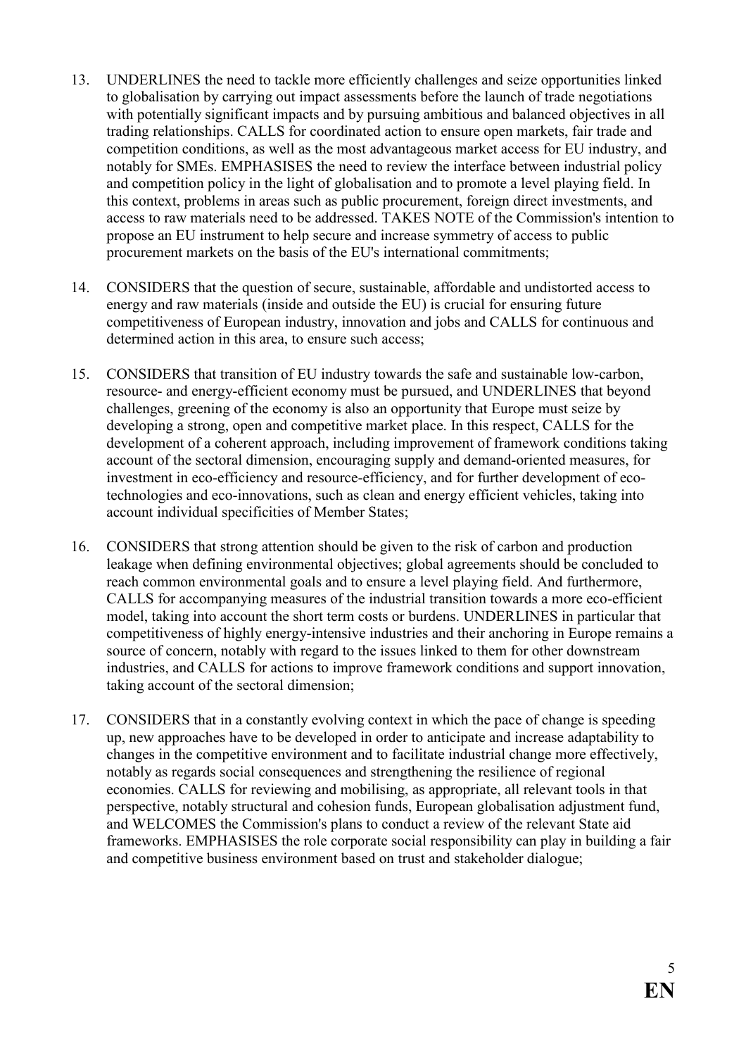13. UNDERLINES the need to tackle more efficiently challenges and seize opportunities linked to globalisation by carrying out impact assessments before the launch of trade negotiations with potentially significant impacts and by pursuing ambitious and balanced objectives in all trading relationships. CALLS for coordinated action to ensure open markets, fair trade and competition conditions, as well as the most advantageous market access for EU industry, and notably for SMEs. EMPHASISES the need to review the interface between industrial policy and competition policy in the light of globalisation and to promote a level playing field. In this context, problems in areas such as public procurement, foreign direct investments, and access to raw materials need to be addressed. TAKES NOTE of the Commission's intention to propose an EU instrument to help secure and increase symmetry of access to public procurement markets on the basis of the EU's international commitments;

14. CONSIDERS that the question of secure, sustainable, affordable and undistorted access to energy and raw materials (inside and outside the EU) is crucial for ensuring future competitiveness of European industry, innovation and jobs and CALLS for continuous and determined action in this area, to ensure such access;

15. CONSIDERS that transition of EU industry towards the safe and sustainable low-carbon, resource- and energy-efficient economy must be pursued, and UNDERLINES that beyond challenges, greening of the economy is also an opportunity that Europe must seize by developing a strong, open and competitive market place. In this respect, CALLS for the development of a coherent approach, including improvement of framework conditions taking account of the sectoral dimension, encouraging supply and demand-oriented measures, for investment in eco-efficiency and resource-efficiency, and for further development of eco-technologies and eco-innovations, such as clean and energy efficient vehicles, taking into account individual specificities of Member States;

16. CONSIDERS that strong attention should be given to the risk of carbon and production leakage when defining environmental objectives; global agreements should be concluded to reach common environmental goals and to ensure a level playing field. And furthermore, CALLS for accompanying measures of the industrial transition towards a more eco-efficient model, taking into account the short term costs or burdens. UNDERLINES in particular that competitiveness of highly energy-intensive industries and their anchoring in Europe remains a source of concern, notably with regard to the issues linked to them for other downstream industries, and CALLS for actions to improve framework conditions and support innovation, taking account of the sectoral dimension;

17. CONSIDERS that in a constantly evolving context in which the pace of change is speeding up, new approaches have to be developed in order to anticipate and increase adaptability to changes in the competitive environment and to facilitate industrial change more effectively, notably as regards social consequences and strengthening the resilience of regional economies. CALLS for reviewing and mobilising, as appropriate, all relevant tools in that perspective, notably structural and cohesion funds, European globalisation adjustment fund, and WELCOMES the Commission's plans to conduct a review of the relevant State aid frameworks. EMPHASISES the role corporate social responsibility can play in building a fair and competitive business environment based on trust and stakeholder dialogue;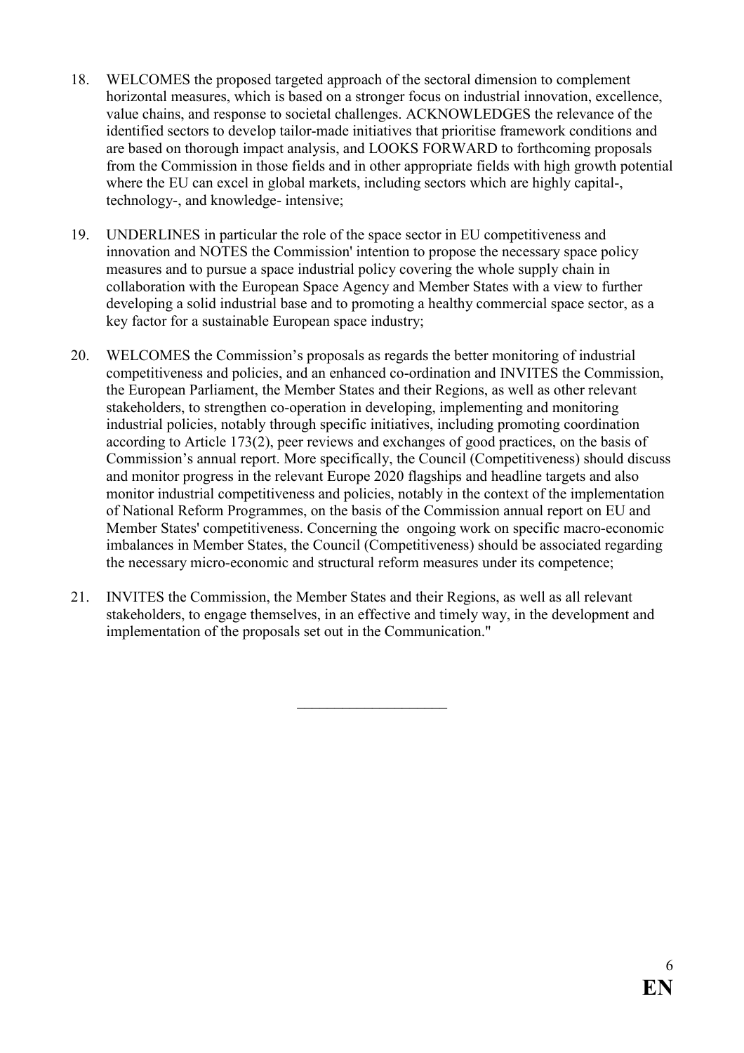18. WELCOMES the proposed targeted approach of the sectoral dimension to complement horizontal measures, which is based on a stronger focus on industrial innovation, excellence, value chains, and response to societal challenges. ACKNOWLEDGES the relevance of the identified sectors to develop tailor-made initiatives that prioritise framework conditions and are based on thorough impact analysis, and LOOKS FORWARD to forthcoming proposals from the Commission in those fields and in other appropriate fields with high growth potential where the EU can excel in global markets, including sectors which are highly capital-, technology-, and knowledge- intensive;

19. UNDERLINES in particular the role of the space sector in EU competitiveness and innovation and NOTES the Commission' intention to propose the necessary space policy measures and to pursue a space industrial policy covering the whole supply chain in collaboration with the European Space Agency and Member States with a view to further developing a solid industrial base and to promoting a healthy commercial space sector, as a key factor for a sustainable European space industry;

20. WELCOMES the Commission's proposals as regards the better monitoring of industrial competitiveness and policies, and an enhanced co-ordination and INVITES the Commission, the European Parliament, the Member States and their Regions, as well as other relevant stakeholders, to strengthen co-operation in developing, implementing and monitoring industrial policies, notably through specific initiatives, including promoting coordination according to Article 173(2), peer reviews and exchanges of good practices, on the basis of Commission's annual report. More specifically, the Council (Competitiveness) should discuss and monitor progress in the relevant Europe 2020 flagships and headline targets and also monitor industrial competitiveness and policies, notably in the context of the implementation of National Reform Programmes, on the basis of the Commission annual report on EU and Member States' competitiveness. Concerning the ongoing work on specific macro-economic imbalances in Member States, the Council (Competitiveness) should be associated regarding the necessary micro-economic and structural reform measures under its competence;

21. INVITES the Commission, the Member States and their Regions, as well as all relevant stakeholders, to engage themselves, in an effective and timely way, in the development and implementation of the proposals set out in the Communication."

---